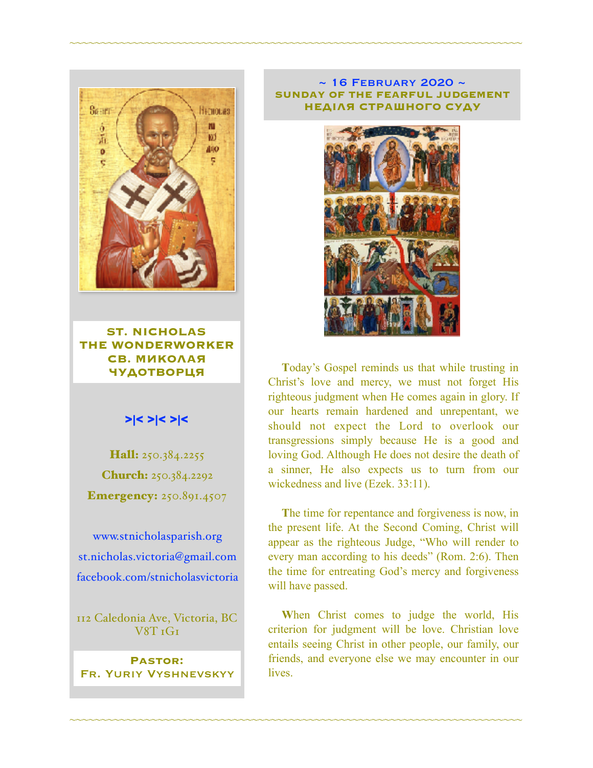**ST. NICHOLAS THE WONDERWORKER**
**СВ. МИКОЛАЯ ЧУДОТВОРЦЯ**

>|< >|< >|<

**Hall:** 250.384.2255

**Church:** 250.384.2292

**Emergency:** 250.891.4507

www.stnicholasparish.org

st.nicholas.victoria@gmail.com

facebook.com/stnicholasvictoria

112 Caledonia Ave, Victoria, BC V8T 1G1

**Pastor:**
**Fr. Yuriy Vyshnevskyy**

## ~ 16 February 2020 ~
## SUNDAY OF THE FEARFUL JUDGEMENT
## НЕДІЛЯ СТРАШНОГО СУДУ

Today's Gospel reminds us that while trusting in Christ's love and mercy, we must not forget His righteous judgment when He comes again in glory. If our hearts remain hardened and unrepentant, we should not expect the Lord to overlook our transgressions simply because He is a good and loving God. Although He does not desire the death of a sinner, He also expects us to turn from our wickedness and live (Ezek. 33:11).

The time for repentance and forgiveness is now, in the present life. At the Second Coming, Christ will appear as the righteous Judge, "Who will render to every man according to his deeds" (Rom. 2:6). Then the time for entreating God's mercy and forgiveness will have passed.

When Christ comes to judge the world, His criterion for judgment will be love. Christian love entails seeing Christ in other people, our family, our friends, and everyone else we may encounter in our lives.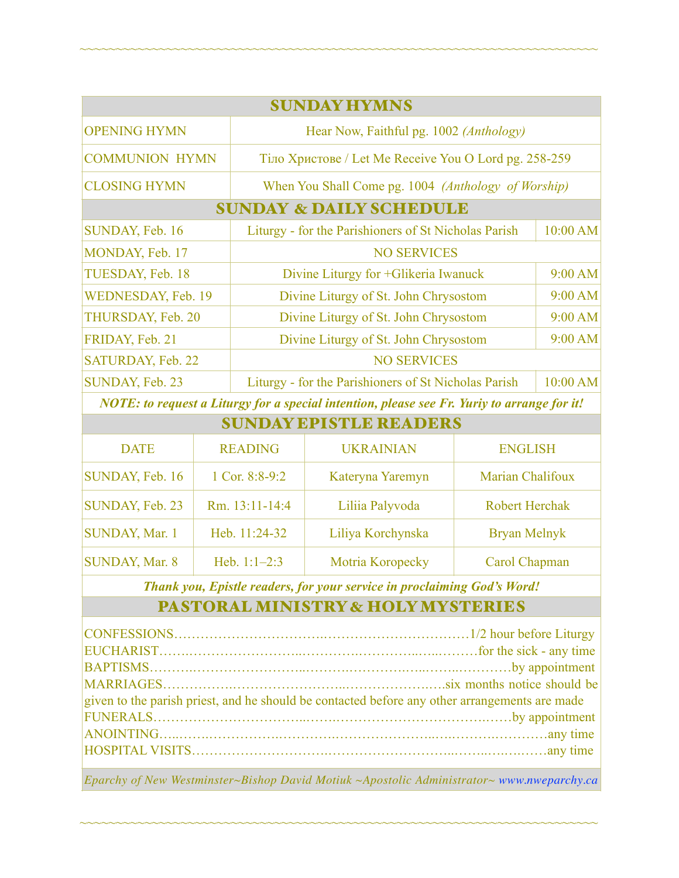## SUNDAY HYMNS

| | |
|---|---|
| OPENING HYMN | Hear Now, Faithful pg. 1002 *(Anthology)* |
| COMMUNION HYMN | Тіло Христове / Let Me Receive You O Lord pg. 258-259 |
| CLOSING HYMN | When You Shall Come pg. 1004 *(Anthology of Worship)* |

## SUNDAY & DAILY SCHEDULE

| | | |
|---|---|---|
| SUNDAY, Feb. 16 | Liturgy - for the Parishioners of St Nicholas Parish | 10:00 AM |
| MONDAY, Feb. 17 | NO SERVICES | |
| TUESDAY, Feb. 18 | Divine Liturgy for +Glikeria Iwanuck | 9:00 AM |
| WEDNESDAY, Feb. 19 | Divine Liturgy of St. John Chrysostom | 9:00 AM |
| THURSDAY, Feb. 20 | Divine Liturgy of St. John Chrysostom | 9:00 AM |
| FRIDAY, Feb. 21 | Divine Liturgy of St. John Chrysostom | 9:00 AM |
| SATURDAY, Feb. 22 | NO SERVICES | |
| SUNDAY, Feb. 23 | Liturgy - for the Parishioners of St Nicholas Parish | 10:00 AM |

***NOTE: to request a Liturgy for a special intention, please see Fr. Yuriy to arrange for it!***

## SUNDAY EPISTLE READERS

| DATE | READING | UKRAINIAN | ENGLISH |
|---|---|---|---|
| SUNDAY, Feb. 16 | 1 Cor. 8:8-9:2 | Kateryna Yaremyn | Marian Chalifoux |
| SUNDAY, Feb. 23 | Rm. 13:11-14:4 | Liliia Palyvoda | Robert Herchak |
| SUNDAY, Mar. 1 | Heb. 11:24-32 | Liliya Korchynska | Bryan Melnyk |
| SUNDAY, Mar. 8 | Heb. 1:1–2:3 | Motria Koropecky | Carol Chapman |

***Thank you, Epistle readers, for your service in proclaiming God's Word!***

## PASTORAL MINISTRY & HOLY MYSTERIES

CONFESSIONS……………………………1/2 hour before Liturgy  
EUCHARIST……………………………for the sick - any time  
BAPTISMS……………………………by appointment  
MARRIAGES……………………………six months notice should be given to the parish priest, and he should be contacted before any other arrangements are made  
FUNERALS……………………………by appointment  
ANOINTING……………………………any time  
HOSPITAL VISITS……………………………any time

*Eparchy of New Westminster~Bishop David Motiuk ~Apostolic Administrator~ www.nweparchy.ca*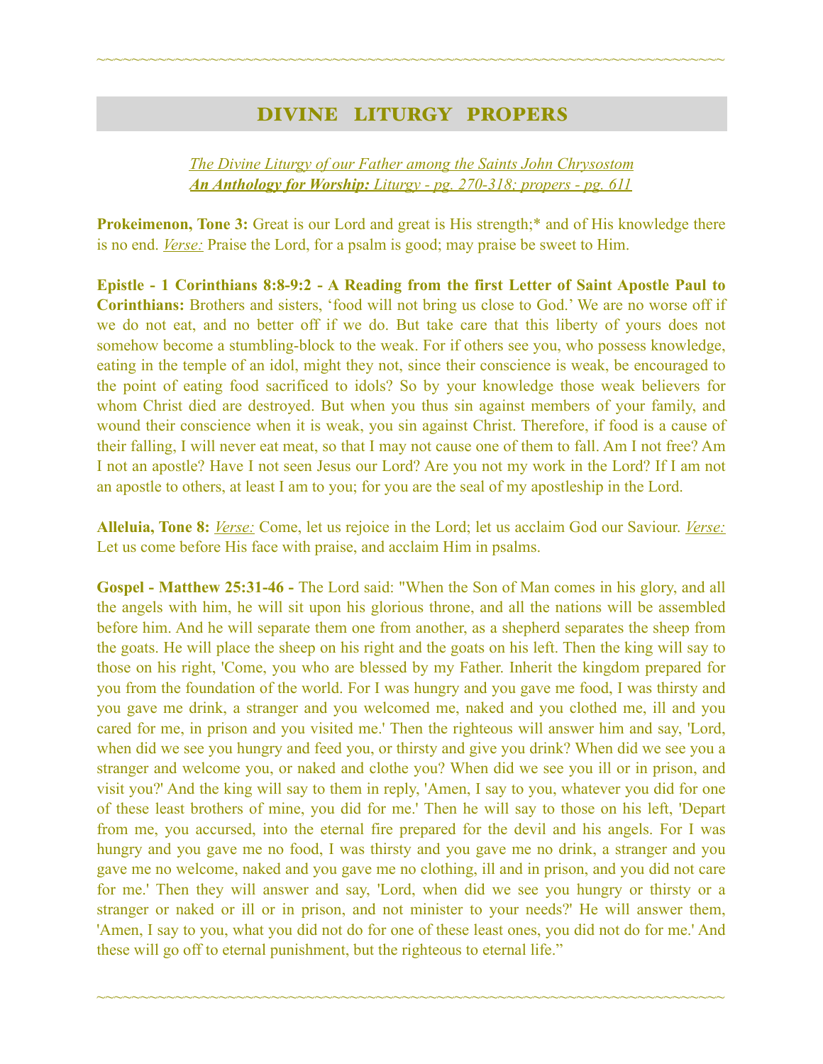~~~~~~~~~~~~~~~~~~~~~~~~~~~~~~~~~~~~~~~~~~~~~~~~~~~~~~~~~~~~~~~~~~~~

## DIVINE LITURGY PROPERS

*The Divine Liturgy of our Father among the Saints John Chrysostom*
***An Anthology for Worship:** Liturgy - pg. 270-318; propers - pg. 611*

**Prokeimenon, Tone 3:** Great is our Lord and great is His strength;* and of His knowledge there is no end. *Verse:* Praise the Lord, for a psalm is good; may praise be sweet to Him.

**Epistle - 1 Corinthians 8:8-9:2 - A Reading from the first Letter of Saint Apostle Paul to Corinthians:** Brothers and sisters, 'food will not bring us close to God.' We are no worse off if we do not eat, and no better off if we do. But take care that this liberty of yours does not somehow become a stumbling-block to the weak. For if others see you, who possess knowledge, eating in the temple of an idol, might they not, since their conscience is weak, be encouraged to the point of eating food sacrificed to idols? So by your knowledge those weak believers for whom Christ died are destroyed. But when you thus sin against members of your family, and wound their conscience when it is weak, you sin against Christ. Therefore, if food is a cause of their falling, I will never eat meat, so that I may not cause one of them to fall. Am I not free? Am I not an apostle? Have I not seen Jesus our Lord? Are you not my work in the Lord? If I am not an apostle to others, at least I am to you; for you are the seal of my apostleship in the Lord.

**Alleluia, Tone 8:** *Verse:* Come, let us rejoice in the Lord; let us acclaim God our Saviour. *Verse:* Let us come before His face with praise, and acclaim Him in psalms.

**Gospel - Matthew 25:31-46 -** The Lord said: "When the Son of Man comes in his glory, and all the angels with him, he will sit upon his glorious throne, and all the nations will be assembled before him. And he will separate them one from another, as a shepherd separates the sheep from the goats. He will place the sheep on his right and the goats on his left. Then the king will say to those on his right, 'Come, you who are blessed by my Father. Inherit the kingdom prepared for you from the foundation of the world. For I was hungry and you gave me food, I was thirsty and you gave me drink, a stranger and you welcomed me, naked and you clothed me, ill and you cared for me, in prison and you visited me.' Then the righteous will answer him and say, 'Lord, when did we see you hungry and feed you, or thirsty and give you drink? When did we see you a stranger and welcome you, or naked and clothe you? When did we see you ill or in prison, and visit you?' And the king will say to them in reply, 'Amen, I say to you, whatever you did for one of these least brothers of mine, you did for me.' Then he will say to those on his left, 'Depart from me, you accursed, into the eternal fire prepared for the devil and his angels. For I was hungry and you gave me no food, I was thirsty and you gave me no drink, a stranger and you gave me no welcome, naked and you gave me no clothing, ill and in prison, and you did not care for me.' Then they will answer and say, 'Lord, when did we see you hungry or thirsty or a stranger or naked or ill or in prison, and not minister to your needs?' He will answer them, 'Amen, I say to you, what you did not do for one of these least ones, you did not do for me.' And these will go off to eternal punishment, but the righteous to eternal life."

~~~~~~~~~~~~~~~~~~~~~~~~~~~~~~~~~~~~~~~~~~~~~~~~~~~~~~~~~~~~~~~~~~~~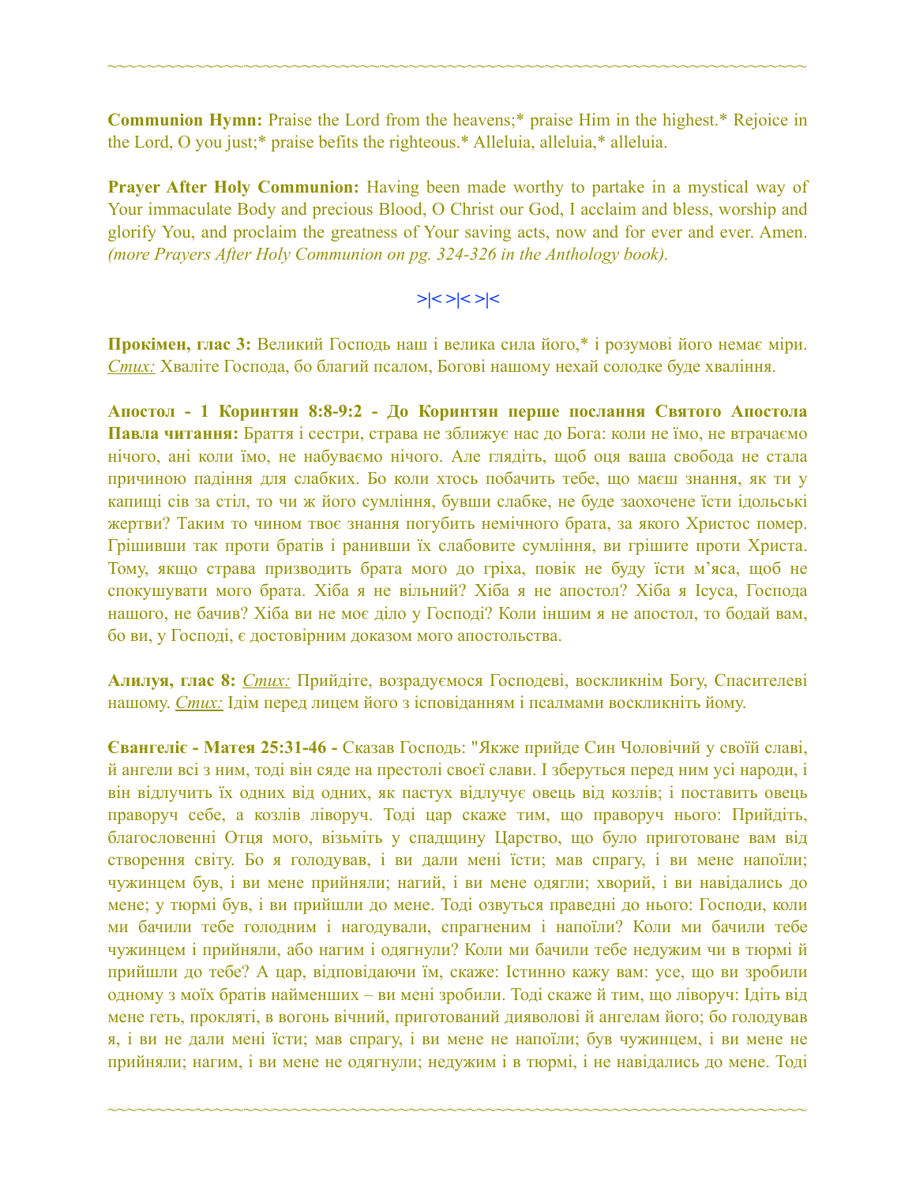~~~~~~~~~~~~~~~~~~~~~~~~~~~~~~~~~~~~~~~~~~~~~~~~~~~~~~~~~~~~~~~~~~~

**Communion Hymn:** Praise the Lord from the heavens;* praise Him in the highest.* Rejoice in the Lord, O you just;* praise befits the righteous.* Alleluia, alleluia,* alleluia.

**Prayer After Holy Communion:** Having been made worthy to partake in a mystical way of Your immaculate Body and precious Blood, O Christ our God, I acclaim and bless, worship and glorify You, and proclaim the greatness of Your saving acts, now and for ever and ever. Amen. *(more Prayers After Holy Communion on pg. 324-326 in the Anthology book).*

>|< >|< >|<

**Прокімен, глас 3:** Великий Господь наш і велика сила його,* і розумові його немає міри. *Стих:* Хваліте Господа, бо благий псалом, Богові нашому нехай солодке буде хваління.

**Апостол - 1 Коринтян 8:8-9:2 - До Коринтян перше послання Святого Апостола Павла читання:** Браття і сестри, страва не зближує нас до Бога: коли не їмо, не втрачаємо нічого, ані коли їмо, не набуваємо нічого. Але глядіть, щоб оця ваша свобода не стала причиною падіння для слабких. Бо коли хтось побачить тебе, що маєш знання, як ти у капищі сів за стіл, то чи ж його сумління, бувши слабке, не буде заохочене їсти ідольські жертви? Таким то чином твоє знання погубить немічного брата, за якого Христос помер. Грішивши так проти братів і ранивши їх слабовите сумління, ви грішите проти Христа. Тому, якщо страва призводить брата мого до гріха, повік не буду їсти м'яса, щоб не спокушувати мого брата. Хіба я не вільний? Хіба я не апостол? Хіба я Ісуса, Господа нашого, не бачив? Хіба ви не моє діло у Господі? Коли іншим я не апостол, то бодай вам, бо ви, у Господі, є достовірним доказом мого апостольства.

**Алилуя, глас 8:** *Стих:* Прийдіте, возрадуємося Господеві, воскликнім Богу, Спасителеві нашому. *Стих:* Ідім перед лицем його зісповіданням і псалмами воскликніть йому.

**Євангеліє - Матея 25:31-46 -** Сказав Господь: "Якже прийде Син Чоловічий у своїй славі, й ангели всі з ним, тоді він сяде на престолі своєї слави. І зберуться перед ним усі народи, і він відлучить їх одних від одних, як пастух відлучає овець від козлів; і поставить овець праворуч себе, а козлів ліворуч. Тоді цар скаже тим, що праворуч нього: Прийдіть, благословенні Отця мого, візьміть у спадщину Царство, що було приготоване вам від створення світу. Бо я голодував, і ви дали мені їсти; мав спрагу, і ви мене напоїли; чужинцем був, і ви мене прийняли; нагий, і ви мене одягли; хворий, і ви навідались до мене; у тюрмі був, і ви прийшли до мене. Тоді озвуться праведні до нього: Господи, коли ми бачили тебе голодним і нагодували, спрагненим і напоїли? Коли ми бачили тебе чужинцем і прийняли, або нагим і одягнули? Коли ми бачили тебе недужим чи в тюрмі й прийшли до тебе? А цар, відповідаючи їм, скаже: Істинно кажу вам: усе, що ви зробили одному з моїх братів найменших – ви мені зробили. Тоді скаже й тим, що ліворуч: Ідіть від мене геть, прокляті, в вогонь вічний, приготований дияволові й ангелам його; бо голодував я, і ви не дали мені їсти; мав спрагу, і ви мене не напоїли; був чужинцем, і ви мене не прийняли; нагим, і ви мене не одягнули; недужим і в тюрмі, і не навідались до мене. Тоді

~~~~~~~~~~~~~~~~~~~~~~~~~~~~~~~~~~~~~~~~~~~~~~~~~~~~~~~~~~~~~~~~~~~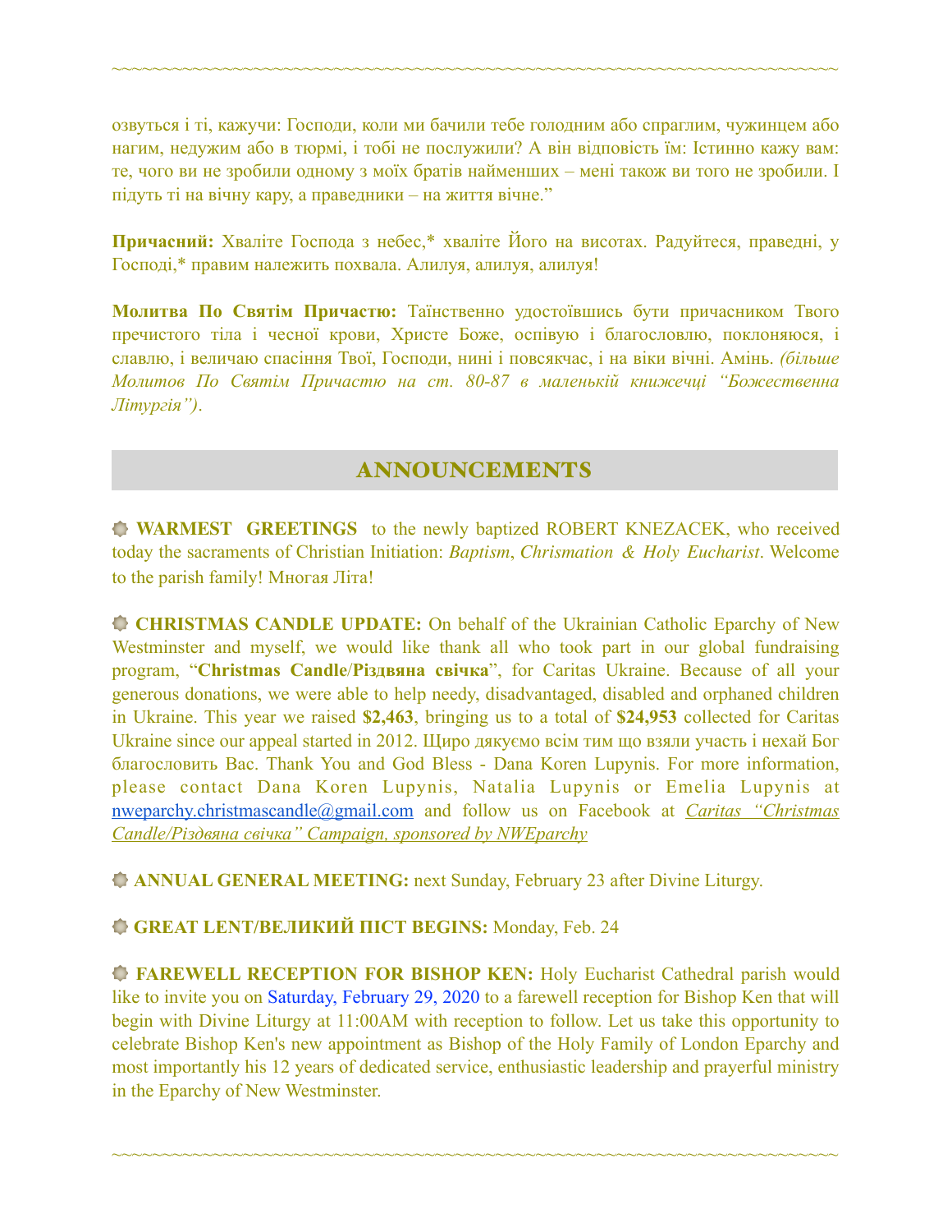~~~~~~~~~~~~~~~~~~~~~~~~~~~~~~~~~~~~~~~~~~~~~~~~~~~~~~~~~~~~~~~~~~

озвуться і ті, кажучи: Господи, коли ми бачили тебе голодним або спраглим, чужинцем або нагим, недужим або в тюрмі, і тобі не послужили? А він відповість їм: Істинно кажу вам: те, чого ви не зробили одному з моїх братів найменших – мені також ви того не зробили. І підуть ті на вічну кару, а праведники – на життя вічне."

**Причасний:** Хваліте Господа з небес,* хваліте Його на висотах. Радуйтеся, праведні, у Господі,* правим належить похвала. Алилуя, алилуя, алилуя!

**Молитва По Святім Причастю:** Таїнственно удостоївшись бути причасником Твого пречистого тіла і чесної крови, Христе Боже, оспівую і благословлю, поклоняюся, і славлю, і величаю спасіння Твої, Господи, нині і повсякчас, і на віки вічні. Амінь. *(більше Молитов По Святім Причастю на ст. 80-87 в маленькій книжечці "Божественна Літургія")*.

## ANNOUNCEMENTS

**WARMEST GREETINGS** to the newly baptized ROBERT KNEZACEK, who received today the sacraments of Christian Initiation: *Baptism*, *Chrismation & Holy Eucharist*. Welcome to the parish family! Многая Літа!

**CHRISTMAS CANDLE UPDATE:** On behalf of the Ukrainian Catholic Eparchy of New Westminster and myself, we would like thank all who took part in our global fundraising program, "**Christmas Candle/Різдвяна свічка**", for Caritas Ukraine. Because of all your generous donations, we were able to help needy, disadvantaged, disabled and orphaned children in Ukraine. This year we raised **$2,463**, bringing us to a total of **$24,953** collected for Caritas Ukraine since our appeal started in 2012. Щиро дякуємо всім тим що взяли участь і нехай Бог благословить Вас. Thank You and God Bless - Dana Koren Lupynis. For more information, please contact Dana Koren Lupynis, Natalia Lupynis or Emelia Lupynis at nweparchy.christmascandle@gmail.com and follow us on Facebook at *Caritas "Christmas Candle/Різдвяна свічка" Campaign, sponsored by NWEparchy*

**ANNUAL GENERAL MEETING:** next Sunday, February 23 after Divine Liturgy.

**GREAT LENT/ВЕЛИКИЙ ПІСТ BEGINS:** Monday, Feb. 24

**FAREWELL RECEPTION FOR BISHOP KEN:** Holy Eucharist Cathedral parish would like to invite you on Saturday, February 29, 2020 to a farewell reception for Bishop Ken that will begin with Divine Liturgy at 11:00AM with reception to follow. Let us take this opportunity to celebrate Bishop Ken's new appointment as Bishop of the Holy Family of London Eparchy and most importantly his 12 years of dedicated service, enthusiastic leadership and prayerful ministry in the Eparchy of New Westminster.

~~~~~~~~~~~~~~~~~~~~~~~~~~~~~~~~~~~~~~~~~~~~~~~~~~~~~~~~~~~~~~~~~~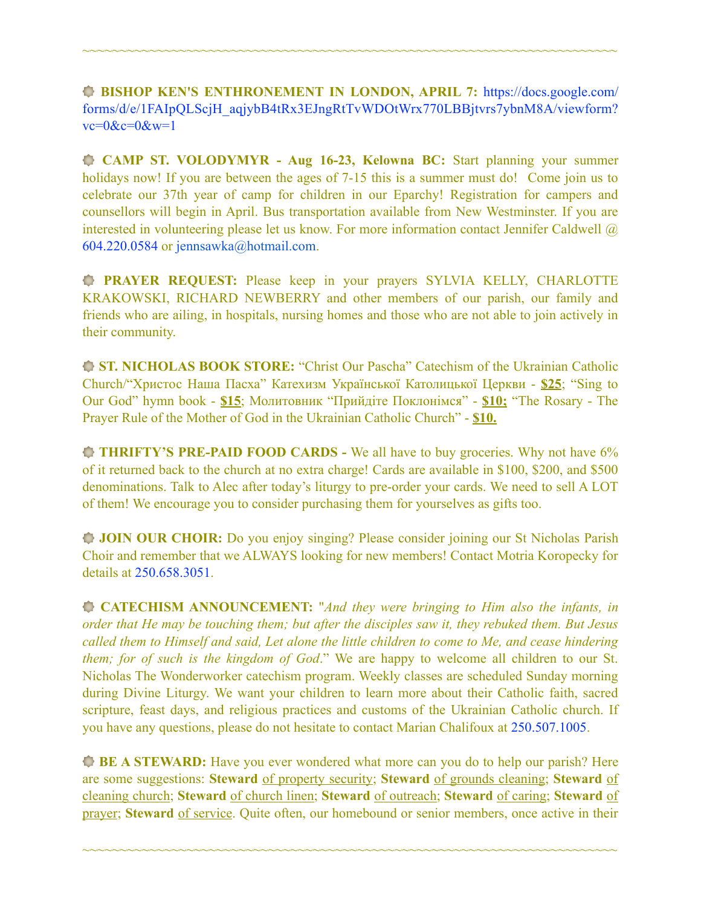~~~~~~~~~~~~~~~~~~~~~~~~~~~~~~~~~~~~~~~~~~~~~~~~~~~~~~~~~~~~~~~~~~~~

**BISHOP KEN'S ENTHRONEMENT IN LONDON, APRIL 7:** https://docs.google.com/forms/d/e/1FAIpQLScjH_aqjybB4tRx3EJngRtTvWDOtWrx770LBBjtvrs7ybnM8A/viewform?vc=0&c=0&w=1

**CAMP ST. VOLODYMYR - Aug 16-23, Kelowna BC:** Start planning your summer holidays now! If you are between the ages of 7-15 this is a summer must do! Come join us to celebrate our 37th year of camp for children in our Eparchy! Registration for campers and counsellors will begin in April. Bus transportation available from New Westminster. If you are interested in volunteering please let us know. For more information contact Jennifer Caldwell @ 604.220.0584 or jennsawka@hotmail.com.

**PRAYER REQUEST:** Please keep in your prayers SYLVIA KELLY, CHARLOTTE KRAKOWSKI, RICHARD NEWBERRY and other members of our parish, our family and friends who are ailing, in hospitals, nursing homes and those who are not able to join actively in their community.

**ST. NICHOLAS BOOK STORE:** "Christ Our Pascha" Catechism of the Ukrainian Catholic Church/"Христос Наша Пасха" Катехизм Української Католицької Церкви - **$25**; "Sing to Our God" hymn book - **$15**; Молитовник "Прийдіте Поклонімся" - **$10;** "The Rosary - The Prayer Rule of the Mother of God in the Ukrainian Catholic Church" - **$10.**

**THRIFTY'S PRE-PAID FOOD CARDS -** We all have to buy groceries. Why not have 6% of it returned back to the church at no extra charge! Cards are available in $100, $200, and $500 denominations. Talk to Alec after today's liturgy to pre-order your cards. We need to sell A LOT of them! We encourage you to consider purchasing them for yourselves as gifts too.

**JOIN OUR CHOIR:** Do you enjoy singing? Please consider joining our St Nicholas Parish Choir and remember that we ALWAYS looking for new members! Contact Motria Koropecky for details at 250.658.3051.

**CATECHISM ANNOUNCEMENT:** "*And they were bringing to Him also the infants, in order that He may be touching them; but after the disciples saw it, they rebuked them. But Jesus called them to Himself and said, Let alone the little children to come to Me, and cease hindering them; for of such is the kingdom of God*." We are happy to welcome all children to our St. Nicholas The Wonderworker catechism program. Weekly classes are scheduled Sunday morning during Divine Liturgy. We want your children to learn more about their Catholic faith, sacred scripture, feast days, and religious practices and customs of the Ukrainian Catholic church. If you have any questions, please do not hesitate to contact Marian Chalifoux at 250.507.1005.

**BE A STEWARD:** Have you ever wondered what more can you do to help our parish? Here are some suggestions: **Steward** of property security; **Steward** of grounds cleaning; **Steward** of cleaning church; **Steward** of church linen; **Steward** of outreach; **Steward** of caring; **Steward** of prayer; **Steward** of service. Quite often, our homebound or senior members, once active in their

~~~~~~~~~~~~~~~~~~~~~~~~~~~~~~~~~~~~~~~~~~~~~~~~~~~~~~~~~~~~~~~~~~~~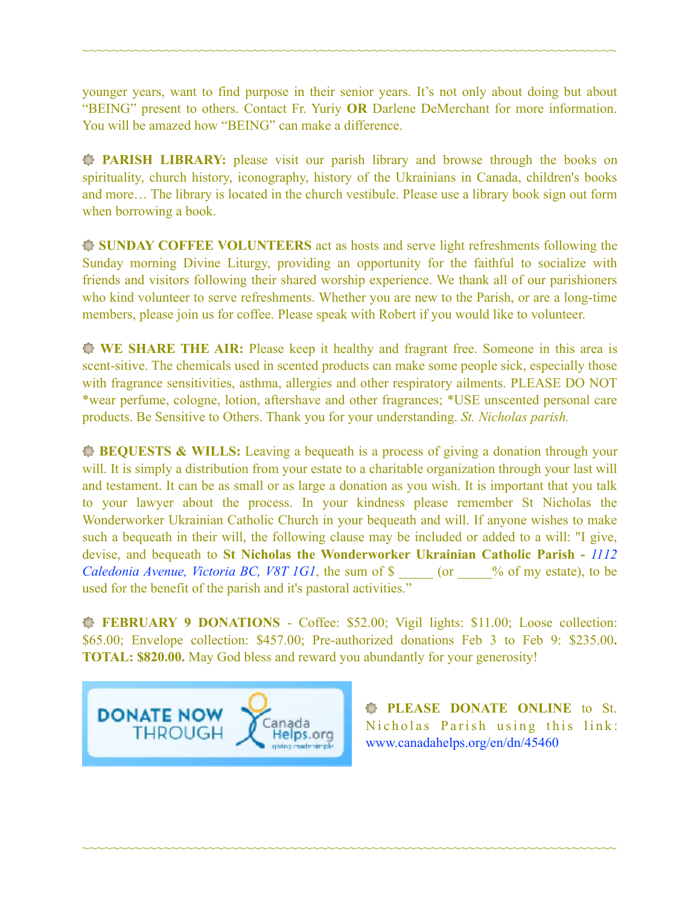younger years, want to find purpose in their senior years. It's not only about doing but about "BEING" present to others. Contact Fr. Yuriy **OR** Darlene DeMerchant for more information. You will be amazed how "BEING" can make a difference.

**PARISH LIBRARY:** please visit our parish library and browse through the books on spirituality, church history, iconography, history of the Ukrainians in Canada, children's books and more… The library is located in the church vestibule. Please use a library book sign out form when borrowing a book.

**SUNDAY COFFEE VOLUNTEERS** act as hosts and serve light refreshments following the Sunday morning Divine Liturgy, providing an opportunity for the faithful to socialize with friends and visitors following their shared worship experience. We thank all of our parishioners who kind volunteer to serve refreshments. Whether you are new to the Parish, or are a long-time members, please join us for coffee. Please speak with Robert if you would like to volunteer.

**WE SHARE THE AIR:** Please keep it healthy and fragrant free. Someone in this area is scent-sitive. The chemicals used in scented products can make some people sick, especially those with fragrance sensitivities, asthma, allergies and other respiratory ailments. PLEASE DO NOT *wear perfume, cologne, lotion, aftershave and other fragrances; *USE unscented personal care products. Be Sensitive to Others. Thank you for your understanding. *St. Nicholas parish.*

**BEQUESTS & WILLS:** Leaving a bequeath is a process of giving a donation through your will. It is simply a distribution from your estate to a charitable organization through your last will and testament. It can be as small or as large a donation as you wish. It is important that you talk to your lawyer about the process. In your kindness please remember St Nicholas the Wonderworker Ukrainian Catholic Church in your bequeath and will. If anyone wishes to make such a bequeath in their will, the following clause may be included or added to a will: "I give, devise, and bequeath to **St Nicholas the Wonderworker Ukrainian Catholic Parish -** *1112 Caledonia Avenue, Victoria BC, V8T 1G1*, the sum of $ _____ (or _____% of my estate), to be used for the benefit of the parish and it's pastoral activities."

**FEBRUARY 9 DONATIONS** - Coffee: $52.00; Vigil lights: $11.00; Loose collection: $65.00; Envelope collection: $457.00; Pre-authorized donations Feb 3 to Feb 9: $235.00**. TOTAL: $820.00.** May God bless and reward you abundantly for your generosity!

**PLEASE DONATE ONLINE** to St. Nicholas Parish using this link: www.canadahelps.org/en/dn/45460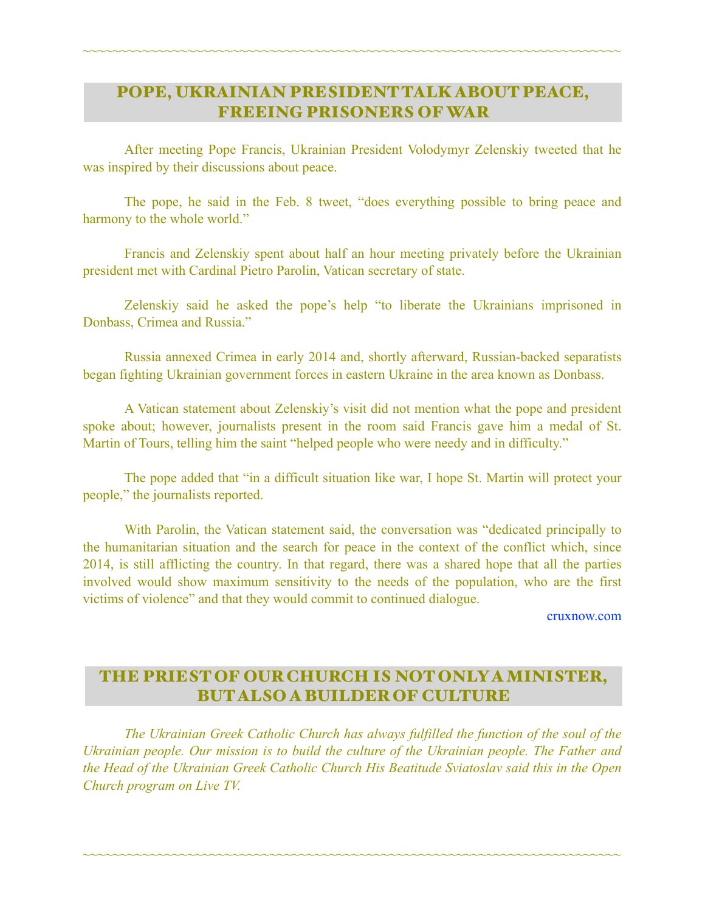## POPE, UKRAINIAN PRESIDENT TALK ABOUT PEACE, FREEING PRISONERS OF WAR

After meeting Pope Francis, Ukrainian President Volodymyr Zelenskiy tweeted that he was inspired by their discussions about peace.

The pope, he said in the Feb. 8 tweet, "does everything possible to bring peace and harmony to the whole world."

Francis and Zelenskiy spent about half an hour meeting privately before the Ukrainian president met with Cardinal Pietro Parolin, Vatican secretary of state.

Zelenskiy said he asked the pope's help "to liberate the Ukrainians imprisoned in Donbass, Crimea and Russia."

Russia annexed Crimea in early 2014 and, shortly afterward, Russian-backed separatists began fighting Ukrainian government forces in eastern Ukraine in the area known as Donbass.

A Vatican statement about Zelenskiy's visit did not mention what the pope and president spoke about; however, journalists present in the room said Francis gave him a medal of St. Martin of Tours, telling him the saint "helped people who were needy and in difficulty."

The pope added that "in a difficult situation like war, I hope St. Martin will protect your people," the journalists reported.

With Parolin, the Vatican statement said, the conversation was "dedicated principally to the humanitarian situation and the search for peace in the context of the conflict which, since 2014, is still afflicting the country. In that regard, there was a shared hope that all the parties involved would show maximum sensitivity to the needs of the population, who are the first victims of violence" and that they would commit to continued dialogue.

cruxnow.com

## THE PRIEST OF OUR CHURCH IS NOT ONLY A MINISTER, BUT ALSO A BUILDER OF CULTURE

*The Ukrainian Greek Catholic Church has always fulfilled the function of the soul of the Ukrainian people. Our mission is to build the culture of the Ukrainian people. The Father and the Head of the Ukrainian Greek Catholic Church His Beatitude Sviatoslav said this in the Open Church program on Live TV.*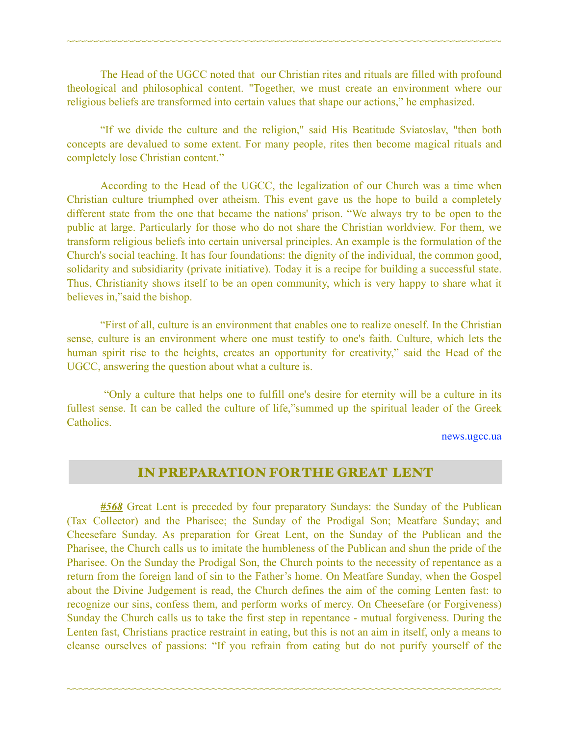The Head of the UGCC noted that our Christian rites and rituals are filled with profound theological and philosophical content. "Together, we must create an environment where our religious beliefs are transformed into certain values that shape our actions," he emphasized.

"If we divide the culture and the religion," said His Beatitude Sviatoslav, "then both concepts are devalued to some extent. For many people, rites then become magical rituals and completely lose Christian content."

According to the Head of the UGCC, the legalization of our Church was a time when Christian culture triumphed over atheism. This event gave us the hope to build a completely different state from the one that became the nations' prison. "We always try to be open to the public at large. Particularly for those who do not share the Christian worldview. For them, we transform religious beliefs into certain universal principles. An example is the formulation of the Church's social teaching. It has four foundations: the dignity of the individual, the common good, solidarity and subsidiarity (private initiative). Today it is a recipe for building a successful state. Thus, Christianity shows itself to be an open community, which is very happy to share what it believes in,"said the bishop.

"First of all, culture is an environment that enables one to realize oneself. In the Christian sense, culture is an environment where one must testify to one's faith. Culture, which lets the human spirit rise to the heights, creates an opportunity for creativity," said the Head of the UGCC, answering the question about what a culture is.

"Only a culture that helps one to fulfill one's desire for eternity will be a culture in its fullest sense. It can be called the culture of life,"summed up the spiritual leader of the Greek Catholics.

news.ugcc.ua

## IN PREPARATION FOR THE GREAT LENT

***#568*** Great Lent is preceded by four preparatory Sundays: the Sunday of the Publican (Tax Collector) and the Pharisee; the Sunday of the Prodigal Son; Meatfare Sunday; and Cheesefare Sunday. As preparation for Great Lent, on the Sunday of the Publican and the Pharisee, the Church calls us to imitate the humbleness of the Publican and shun the pride of the Pharisee. On the Sunday the Prodigal Son, the Church points to the necessity of repentance as a return from the foreign land of sin to the Father's home. On Meatfare Sunday, when the Gospel about the Divine Judgement is read, the Church defines the aim of the coming Lenten fast: to recognize our sins, confess them, and perform works of mercy. On Cheesefare (or Forgiveness) Sunday the Church calls us to take the first step in repentance - mutual forgiveness. During the Lenten fast, Christians practice restraint in eating, but this is not an aim in itself, only a means to cleanse ourselves of passions: "If you refrain from eating but do not purify yourself of the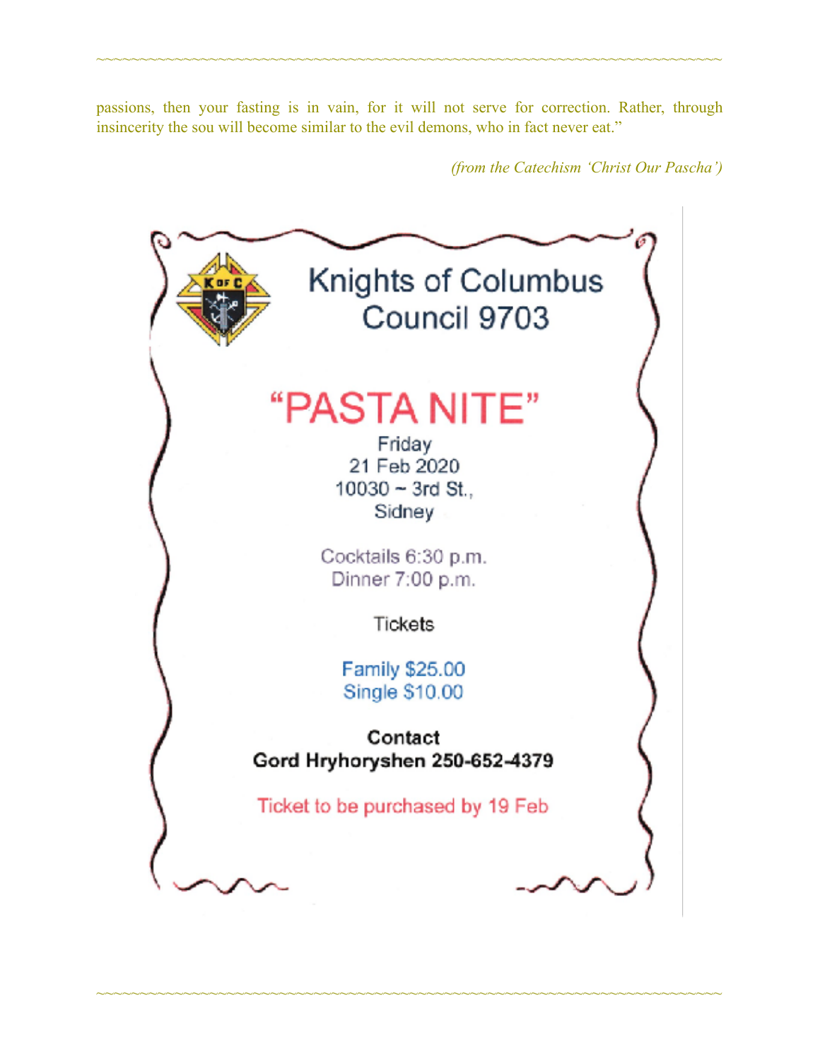passions, then your fasting is in vain, for it will not serve for correction. Rather, through insincerity the sou will become similar to the evil demons, who in fact never eat."

*(from the Catechism 'Christ Our Pascha')*

# Knights of Columbus Council 9703

## "PASTA NITE"

Friday
21 Feb 2020
10030 ~ 3rd St.,
Sidney

Cocktails 6:30 p.m.
Dinner 7:00 p.m.

Tickets

Family $25.00
Single $10.00

**Contact**
**Gord Hryhoryshen 250-652-4379**

Ticket to be purchased by 19 Feb